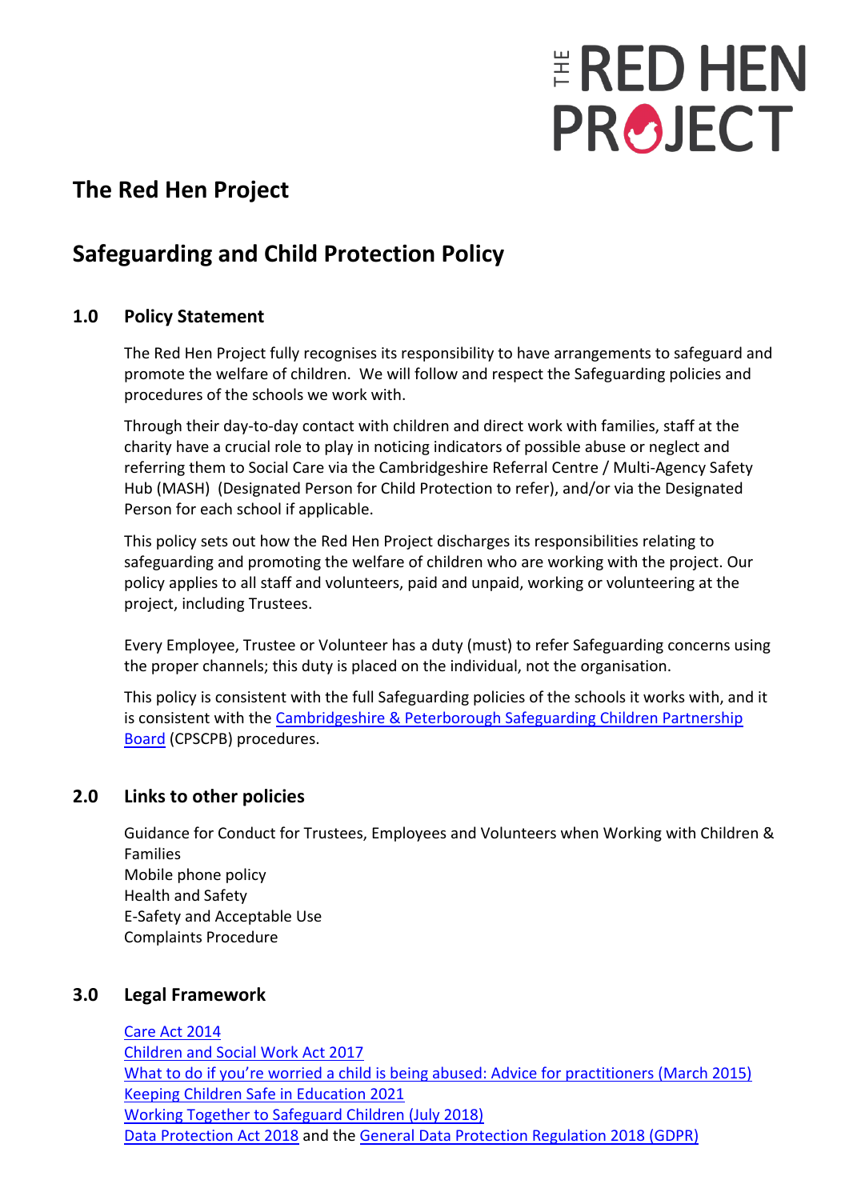# The Red Hen Project

## Safeguarding and Child Protection Policy

### 1.0 Policy Statement

The Red Hen Project fully recognises its responsibility to have arrangements to safeguard and promote the welfare of children. We will follow and respect the Safeguarding policies and procedures of the schools we work with.

Through their day-to-day contact with children and direct work with families, staff at the charity have a crucial role to play in noticing indicators of possible abuse or neglect and referring them to Social Care via the Cambridgeshire Referral Centre / Multi-Agency Safety Hub (MASH) (Designated Person for Child Protection to refer), and/or via the Designated Person for each school if applicable.

This policy sets out how the Red Hen Project discharges its responsibilities relating to safeguarding and promoting the welfare of children who are working with the project. Our policy applies to all staff and volunteers, paid and unpaid, working or volunteering at the project, including Trustees.

Every Employee, Trustee or Volunteer has a duty (must) to refer Safeguarding concerns using the proper channels; this duty is placed on the individual, not the organisation.

This policy is consistent with the full Safeguarding policies of the schools it works with, and it is consistent with the Cambridgeshire & Peterborough Safeguarding Children Partnership Board (CPSCPB) procedures.

### 2.0 Links to other policies

Guidance for Conduct for Trustees, Employees and Volunteers when Working with Children & Families  
Mobile phone policy  
Health and Safety  
E-Safety and Acceptable Use  
Complaints Procedure

### 3.0 Legal Framework

Care Act 2014  
Children and Social Work Act 2017  
What to do if you're worried a child is being abused: Advice for practitioners (March 2015)  
Keeping Children Safe in Education 2021  
Working Together to Safeguard Children (July 2018)  
Data Protection Act 2018 and the General Data Protection Regulation 2018 (GDPR)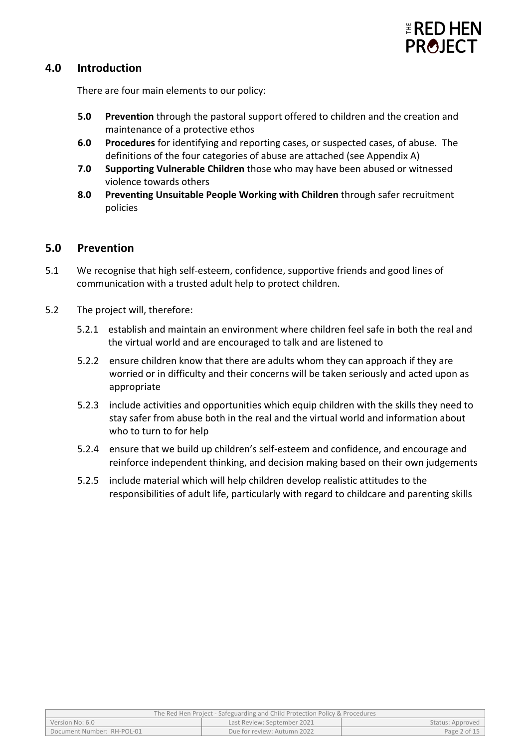## 4.0 Introduction

There are four main elements to our policy:

- **5.0 Prevention** through the pastoral support offered to children and the creation and maintenance of a protective ethos
- **6.0 Procedures** for identifying and reporting cases, or suspected cases, of abuse. The definitions of the four categories of abuse are attached (see Appendix A)
- **7.0 Supporting Vulnerable Children** those who may have been abused or witnessed violence towards others
- **8.0 Preventing Unsuitable People Working with Children** through safer recruitment policies

## 5.0 Prevention

5.1 We recognise that high self-esteem, confidence, supportive friends and good lines of communication with a trusted adult help to protect children.

5.2 The project will, therefore:

- 5.2.1 establish and maintain an environment where children feel safe in both the real and the virtual world and are encouraged to talk and are listened to
- 5.2.2 ensure children know that there are adults whom they can approach if they are worried or in difficulty and their concerns will be taken seriously and acted upon as appropriate
- 5.2.3 include activities and opportunities which equip children with the skills they need to stay safer from abuse both in the real and the virtual world and information about who to turn to for help
- 5.2.4 ensure that we build up children's self-esteem and confidence, and encourage and reinforce independent thinking, and decision making based on their own judgements
- 5.2.5 include material which will help children develop realistic attitudes to the responsibilities of adult life, particularly with regard to childcare and parenting skills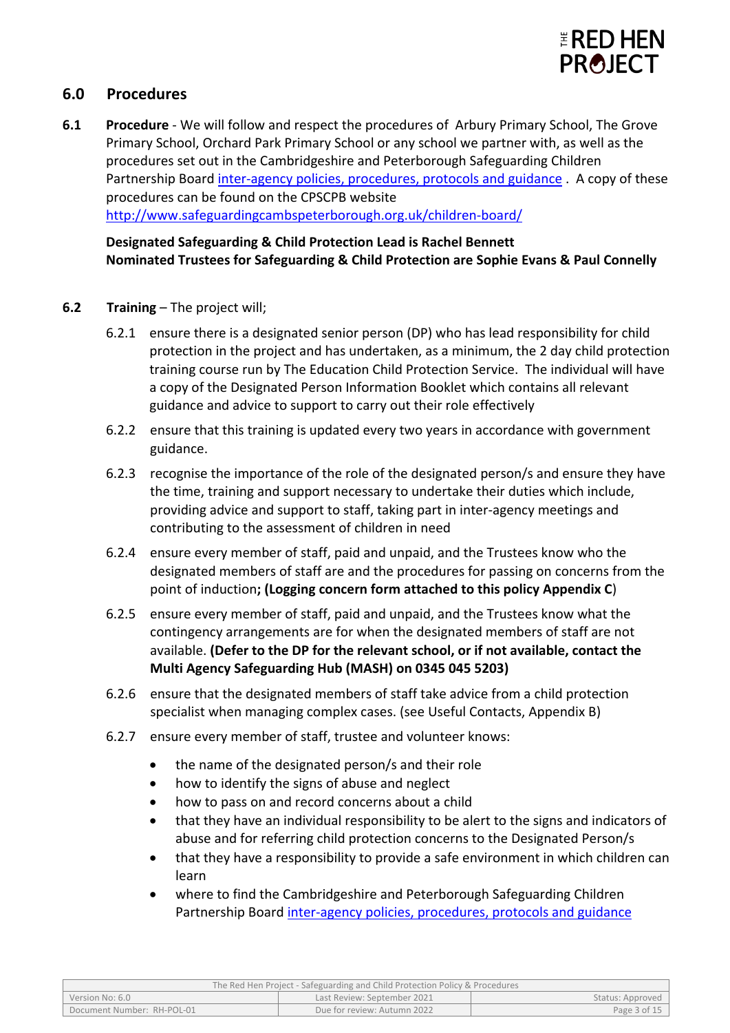## 6.0 Procedures

**6.1 Procedure** - We will follow and respect the procedures of Arbury Primary School, The Grove Primary School, Orchard Park Primary School or any school we partner with, as well as the procedures set out in the Cambridgeshire and Peterborough Safeguarding Children Partnership Board [inter-agency policies, procedures, protocols and guidance](). A copy of these procedures can be found on the CPSCPB website http://www.safeguardingcambspeterborough.org.uk/children-board/

**Designated Safeguarding & Child Protection Lead is Rachel Bennett**
**Nominated Trustees for Safeguarding & Child Protection are Sophie Evans & Paul Connelly**

**6.2 Training** – The project will;

6.2.1 ensure there is a designated senior person (DP) who has lead responsibility for child protection in the project and has undertaken, as a minimum, the 2 day child protection training course run by The Education Child Protection Service. The individual will have a copy of the Designated Person Information Booklet which contains all relevant guidance and advice to support to carry out their role effectively

6.2.2 ensure that this training is updated every two years in accordance with government guidance.

6.2.3 recognise the importance of the role of the designated person/s and ensure they have the time, training and support necessary to undertake their duties which include, providing advice and support to staff, taking part in inter-agency meetings and contributing to the assessment of children in need

6.2.4 ensure every member of staff, paid and unpaid, and the Trustees know who the designated members of staff are and the procedures for passing on concerns from the point of induction**; (Logging concern form attached to this policy Appendix C**)

6.2.5 ensure every member of staff, paid and unpaid, and the Trustees know what the contingency arrangements are for when the designated members of staff are not available. **(Defer to the DP for the relevant school, or if not available, contact the Multi Agency Safeguarding Hub (MASH) on 0345 045 5203)**

6.2.6 ensure that the designated members of staff take advice from a child protection specialist when managing complex cases. (see Useful Contacts, Appendix B)

6.2.7 ensure every member of staff, trustee and volunteer knows:

- the name of the designated person/s and their role
- how to identify the signs of abuse and neglect
- how to pass on and record concerns about a child
- that they have an individual responsibility to be alert to the signs and indicators of abuse and for referring child protection concerns to the Designated Person/s
- that they have a responsibility to provide a safe environment in which children can learn
- where to find the Cambridgeshire and Peterborough Safeguarding Children Partnership Board [inter-agency policies, procedures, protocols and guidance]()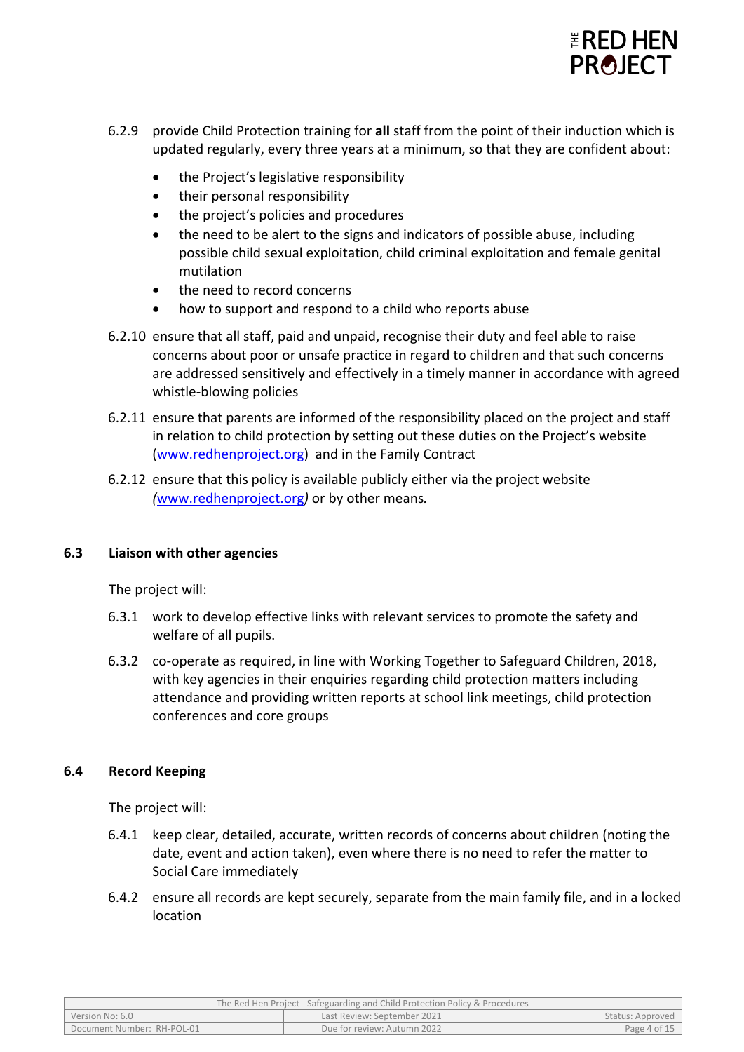6.2.9 provide Child Protection training for **all** staff from the point of their induction which is updated regularly, every three years at a minimum, so that they are confident about:

- the Project's legislative responsibility
- their personal responsibility
- the project's policies and procedures
- the need to be alert to the signs and indicators of possible abuse, including possible child sexual exploitation, child criminal exploitation and female genital mutilation
- the need to record concerns
- how to support and respond to a child who reports abuse

6.2.10 ensure that all staff, paid and unpaid, recognise their duty and feel able to raise concerns about poor or unsafe practice in regard to children and that such concerns are addressed sensitively and effectively in a timely manner in accordance with agreed whistle-blowing policies

6.2.11 ensure that parents are informed of the responsibility placed on the project and staff in relation to child protection by setting out these duties on the Project's website (www.redhenproject.org) and in the Family Contract

6.2.12 ensure that this policy is available publicly either via the project website *(*www.redhenproject.org*)* or by other means*.*

### 6.3 Liaison with other agencies

The project will:

6.3.1 work to develop effective links with relevant services to promote the safety and welfare of all pupils.

6.3.2 co-operate as required, in line with Working Together to Safeguard Children, 2018, with key agencies in their enquiries regarding child protection matters including attendance and providing written reports at school link meetings, child protection conferences and core groups

### 6.4 Record Keeping

The project will:

6.4.1 keep clear, detailed, accurate, written records of concerns about children (noting the date, event and action taken), even where there is no need to refer the matter to Social Care immediately

6.4.2 ensure all records are kept securely, separate from the main family file, and in a locked location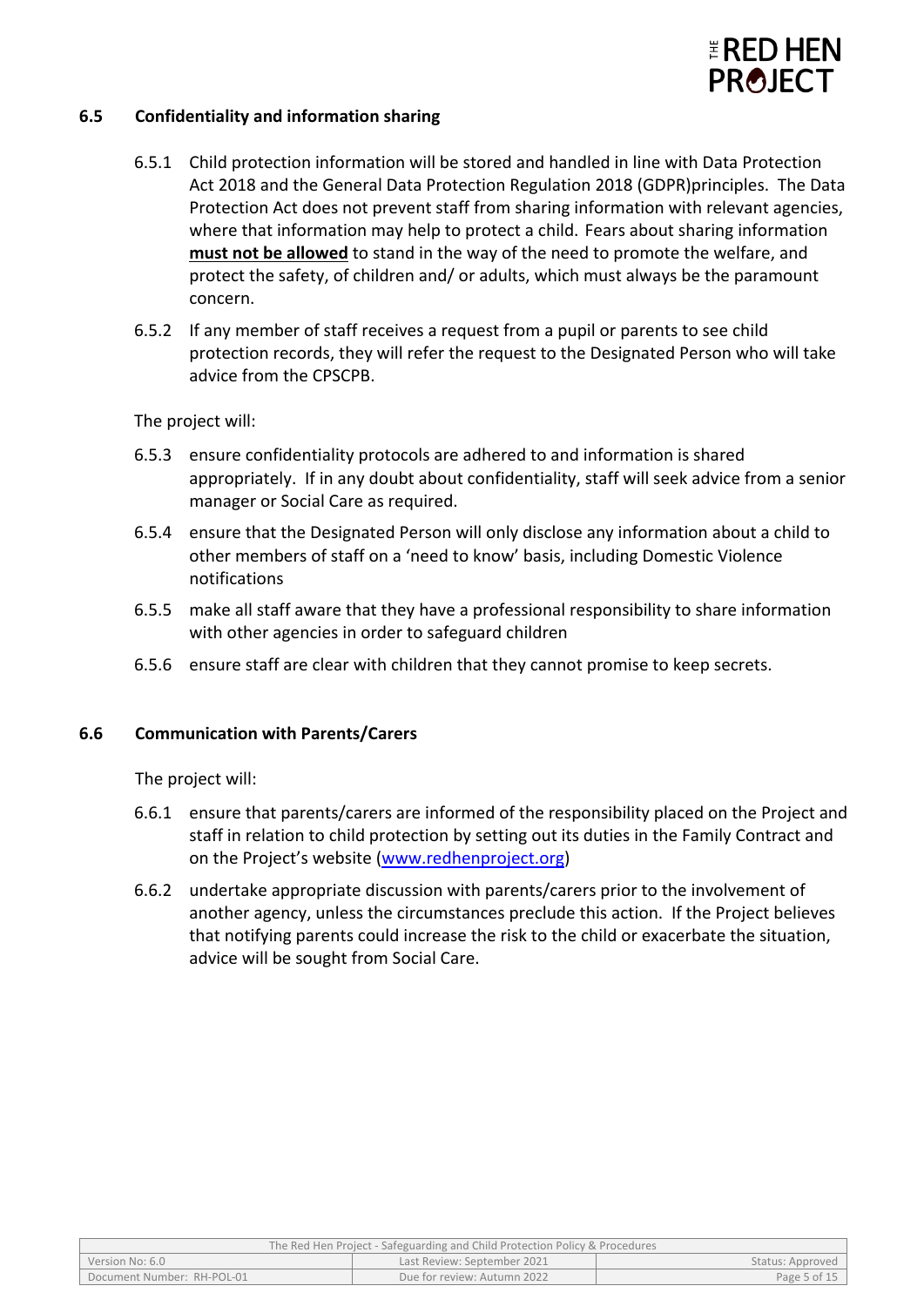## 6.5 Confidentiality and information sharing

6.5.1 Child protection information will be stored and handled in line with Data Protection Act 2018 and the General Data Protection Regulation 2018 (GDPR)principles. The Data Protection Act does not prevent staff from sharing information with relevant agencies, where that information may help to protect a child. Fears about sharing information **<u>must not be allowed</u>** to stand in the way of the need to promote the welfare, and protect the safety, of children and/ or adults, which must always be the paramount concern.

6.5.2 If any member of staff receives a request from a pupil or parents to see child protection records, they will refer the request to the Designated Person who will take advice from the CPSCPB.

The project will:

6.5.3 ensure confidentiality protocols are adhered to and information is shared appropriately. If in any doubt about confidentiality, staff will seek advice from a senior manager or Social Care as required.

6.5.4 ensure that the Designated Person will only disclose any information about a child to other members of staff on a 'need to know' basis, including Domestic Violence notifications

6.5.5 make all staff aware that they have a professional responsibility to share information with other agencies in order to safeguard children

6.5.6 ensure staff are clear with children that they cannot promise to keep secrets.

## 6.6 Communication with Parents/Carers

The project will:

6.6.1 ensure that parents/carers are informed of the responsibility placed on the Project and staff in relation to child protection by setting out its duties in the Family Contract and on the Project's website (www.redhenproject.org)

6.6.2 undertake appropriate discussion with parents/carers prior to the involvement of another agency, unless the circumstances preclude this action. If the Project believes that notifying parents could increase the risk to the child or exacerbate the situation, advice will be sought from Social Care.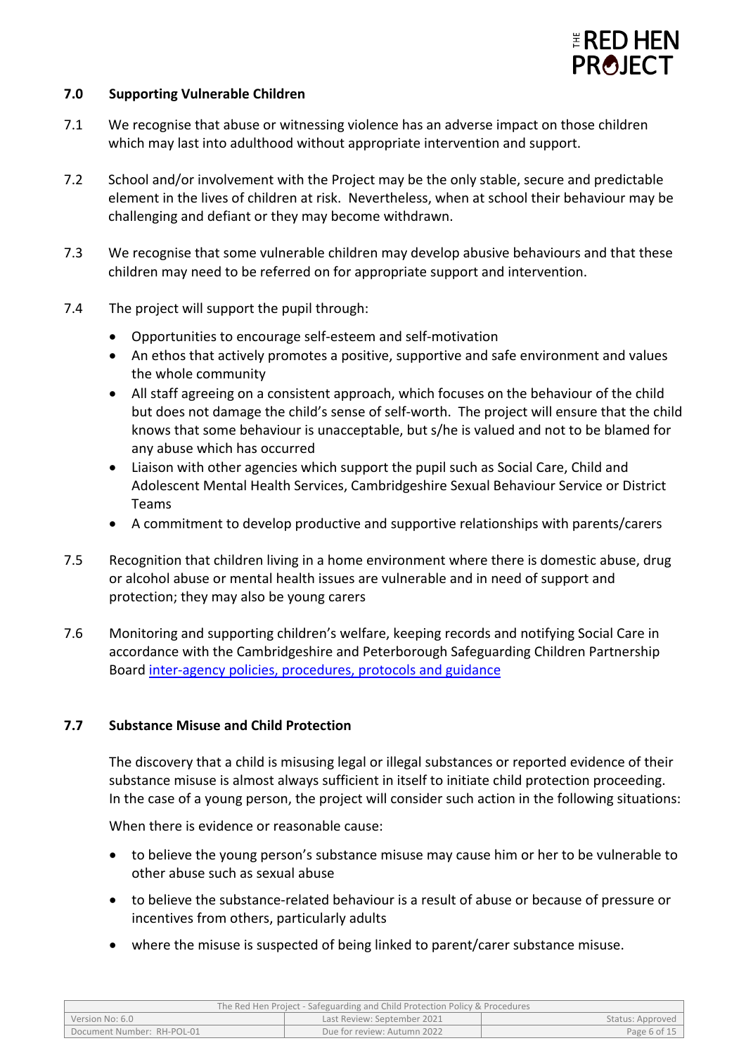## 7.0 Supporting Vulnerable Children

7.1 We recognise that abuse or witnessing violence has an adverse impact on those children which may last into adulthood without appropriate intervention and support.

7.2 School and/or involvement with the Project may be the only stable, secure and predictable element in the lives of children at risk. Nevertheless, when at school their behaviour may be challenging and defiant or they may become withdrawn.

7.3 We recognise that some vulnerable children may develop abusive behaviours and that these children may need to be referred on for appropriate support and intervention.

7.4 The project will support the pupil through:

- Opportunities to encourage self-esteem and self-motivation
- An ethos that actively promotes a positive, supportive and safe environment and values the whole community
- All staff agreeing on a consistent approach, which focuses on the behaviour of the child but does not damage the child's sense of self-worth. The project will ensure that the child knows that some behaviour is unacceptable, but s/he is valued and not to be blamed for any abuse which has occurred
- Liaison with other agencies which support the pupil such as Social Care, Child and Adolescent Mental Health Services, Cambridgeshire Sexual Behaviour Service or District Teams
- A commitment to develop productive and supportive relationships with parents/carers

7.5 Recognition that children living in a home environment where there is domestic abuse, drug or alcohol abuse or mental health issues are vulnerable and in need of support and protection; they may also be young carers

7.6 Monitoring and supporting children's welfare, keeping records and notifying Social Care in accordance with the Cambridgeshire and Peterborough Safeguarding Children Partnership Board inter-agency policies, procedures, protocols and guidance

### 7.7 Substance Misuse and Child Protection

The discovery that a child is misusing legal or illegal substances or reported evidence of their substance misuse is almost always sufficient in itself to initiate child protection proceeding. In the case of a young person, the project will consider such action in the following situations:

When there is evidence or reasonable cause:

- to believe the young person's substance misuse may cause him or her to be vulnerable to other abuse such as sexual abuse
- to believe the substance-related behaviour is a result of abuse or because of pressure or incentives from others, particularly adults
- where the misuse is suspected of being linked to parent/carer substance misuse.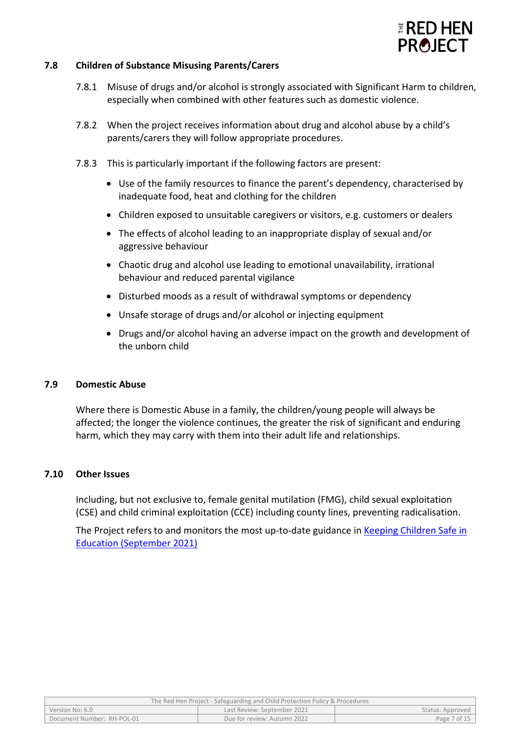### 7.8 Children of Substance Misusing Parents/Carers

7.8.1 Misuse of drugs and/or alcohol is strongly associated with Significant Harm to children, especially when combined with other features such as domestic violence.

7.8.2 When the project receives information about drug and alcohol abuse by a child's parents/carers they will follow appropriate procedures.

7.8.3 This is particularly important if the following factors are present:

- Use of the family resources to finance the parent's dependency, characterised by inadequate food, heat and clothing for the children
- Children exposed to unsuitable caregivers or visitors, e.g. customers or dealers
- The effects of alcohol leading to an inappropriate display of sexual and/or aggressive behaviour
- Chaotic drug and alcohol use leading to emotional unavailability, irrational behaviour and reduced parental vigilance
- Disturbed moods as a result of withdrawal symptoms or dependency
- Unsafe storage of drugs and/or alcohol or injecting equipment
- Drugs and/or alcohol having an adverse impact on the growth and development of the unborn child

### 7.9 Domestic Abuse

Where there is Domestic Abuse in a family, the children/young people will always be affected; the longer the violence continues, the greater the risk of significant and enduring harm, which they may carry with them into their adult life and relationships.

### 7.10 Other Issues

Including, but not exclusive to, female genital mutilation (FMG), child sexual exploitation (CSE) and child criminal exploitation (CCE) including county lines, preventing radicalisation.

The Project refers to and monitors the most up-to-date guidance in Keeping Children Safe in Education (September 2021)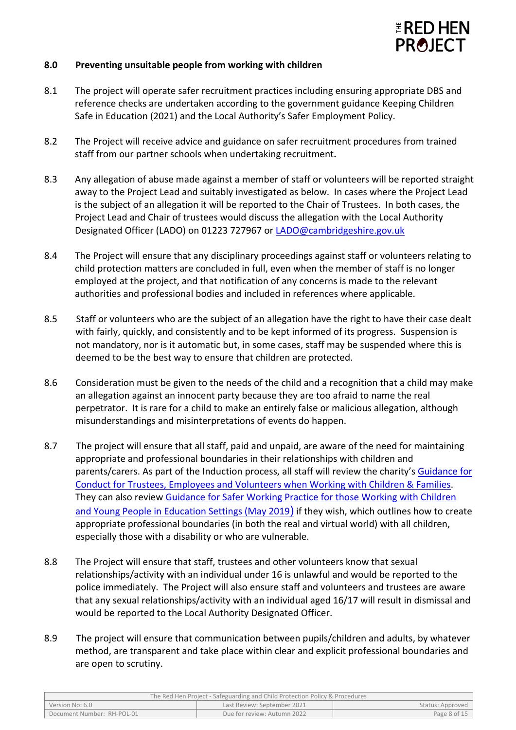## 8.0 Preventing unsuitable people from working with children

8.1 The project will operate safer recruitment practices including ensuring appropriate DBS and reference checks are undertaken according to the government guidance Keeping Children Safe in Education (2021) and the Local Authority's Safer Employment Policy.

8.2 The Project will receive advice and guidance on safer recruitment procedures from trained staff from our partner schools when undertaking recruitment**.**

8.3 Any allegation of abuse made against a member of staff or volunteers will be reported straight away to the Project Lead and suitably investigated as below. In cases where the Project Lead is the subject of an allegation it will be reported to the Chair of Trustees. In both cases, the Project Lead and Chair of trustees would discuss the allegation with the Local Authority Designated Officer (LADO) on 01223 727967 or LADO@cambridgeshire.gov.uk

8.4 The Project will ensure that any disciplinary proceedings against staff or volunteers relating to child protection matters are concluded in full, even when the member of staff is no longer employed at the project, and that notification of any concerns is made to the relevant authorities and professional bodies and included in references where applicable.

8.5 Staff or volunteers who are the subject of an allegation have the right to have their case dealt with fairly, quickly, and consistently and to be kept informed of its progress. Suspension is not mandatory, nor is it automatic but, in some cases, staff may be suspended where this is deemed to be the best way to ensure that children are protected.

8.6 Consideration must be given to the needs of the child and a recognition that a child may make an allegation against an innocent party because they are too afraid to name the real perpetrator. It is rare for a child to make an entirely false or malicious allegation, although misunderstandings and misinterpretations of events do happen.

8.7 The project will ensure that all staff, paid and unpaid, are aware of the need for maintaining appropriate and professional boundaries in their relationships with children and parents/carers. As part of the Induction process, all staff will review the charity's Guidance for Conduct for Trustees, Employees and Volunteers when Working with Children & Families. They can also review Guidance for Safer Working Practice for those Working with Children and Young People in Education Settings (May 2019) if they wish, which outlines how to create appropriate professional boundaries (in both the real and virtual world) with all children, especially those with a disability or who are vulnerable.

8.8 The Project will ensure that staff, trustees and other volunteers know that sexual relationships/activity with an individual under 16 is unlawful and would be reported to the police immediately. The Project will also ensure staff and volunteers and trustees are aware that any sexual relationships/activity with an individual aged 16/17 will result in dismissal and would be reported to the Local Authority Designated Officer.

8.9 The project will ensure that communication between pupils/children and adults, by whatever method, are transparent and take place within clear and explicit professional boundaries and are open to scrutiny.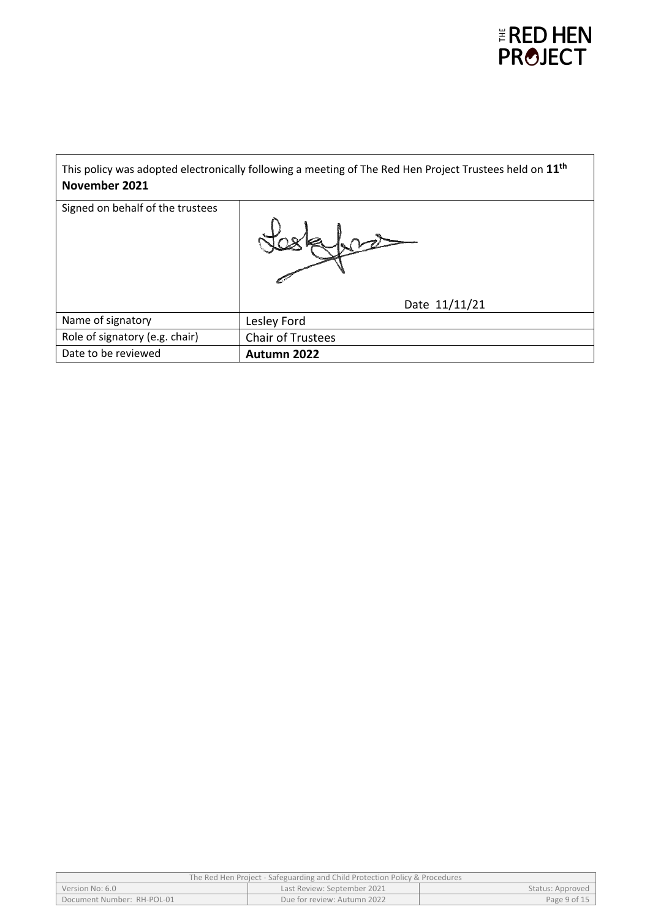| This policy was adopted electronically following a meeting of The Red Hen Project Trustees held on **11th November 2021** | |
| --- | --- |
| Signed on behalf of the trustees | Date 11/11/21 |
| Name of signatory | Lesley Ford |
| Role of signatory (e.g. chair) | Chair of Trustees |
| Date to be reviewed | **Autumn 2022** |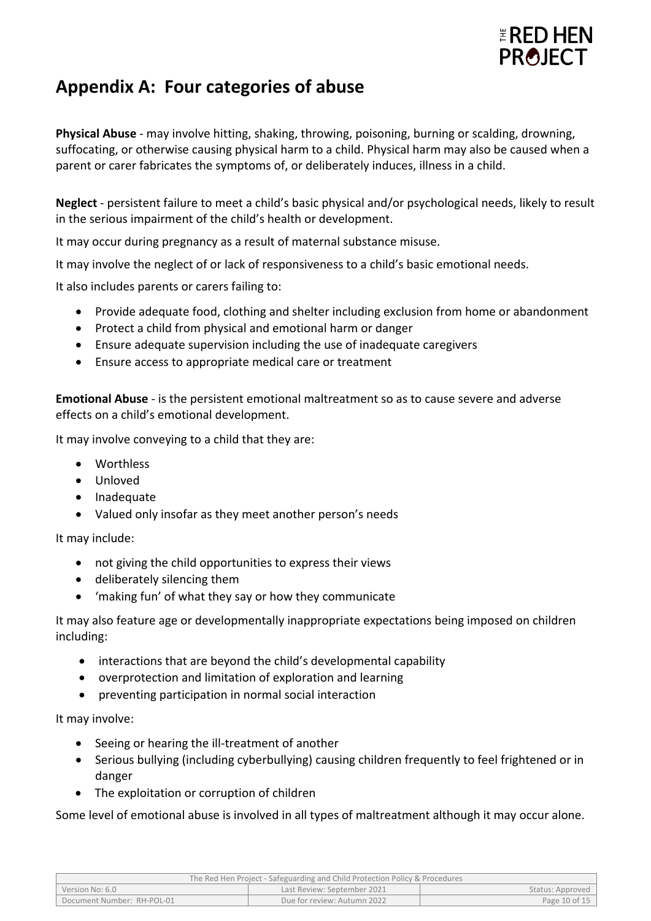## Appendix A: Four categories of abuse

**Physical Abuse** - may involve hitting, shaking, throwing, poisoning, burning or scalding, drowning, suffocating, or otherwise causing physical harm to a child. Physical harm may also be caused when a parent or carer fabricates the symptoms of, or deliberately induces, illness in a child.

**Neglect** - persistent failure to meet a child's basic physical and/or psychological needs, likely to result in the serious impairment of the child's health or development.

It may occur during pregnancy as a result of maternal substance misuse.

It may involve the neglect of or lack of responsiveness to a child's basic emotional needs.

It also includes parents or carers failing to:

- Provide adequate food, clothing and shelter including exclusion from home or abandonment
- Protect a child from physical and emotional harm or danger
- Ensure adequate supervision including the use of inadequate caregivers
- Ensure access to appropriate medical care or treatment

**Emotional Abuse** - is the persistent emotional maltreatment so as to cause severe and adverse effects on a child's emotional development.

It may involve conveying to a child that they are:

- Worthless
- Unloved
- Inadequate
- Valued only insofar as they meet another person's needs

It may include:

- not giving the child opportunities to express their views
- deliberately silencing them
- 'making fun' of what they say or how they communicate

It may also feature age or developmentally inappropriate expectations being imposed on children including:

- interactions that are beyond the child's developmental capability
- overprotection and limitation of exploration and learning
- preventing participation in normal social interaction

It may involve:

- Seeing or hearing the ill-treatment of another
- Serious bullying (including cyberbullying) causing children frequently to feel frightened or in danger
- The exploitation or corruption of children

Some level of emotional abuse is involved in all types of maltreatment although it may occur alone.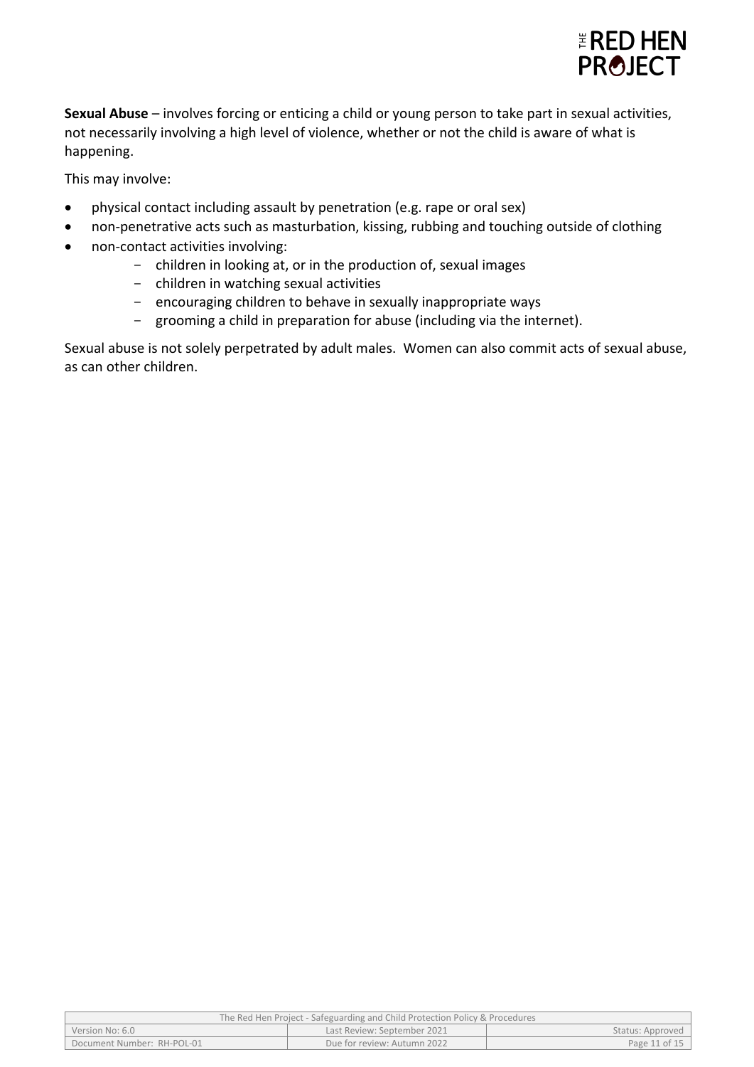**Sexual Abuse** – involves forcing or enticing a child or young person to take part in sexual activities, not necessarily involving a high level of violence, whether or not the child is aware of what is happening.

This may involve:

- physical contact including assault by penetration (e.g. rape or oral sex)
- non-penetrative acts such as masturbation, kissing, rubbing and touching outside of clothing
- non-contact activities involving:
    - children in looking at, or in the production of, sexual images
    - children in watching sexual activities
    - encouraging children to behave in sexually inappropriate ways
    - grooming a child in preparation for abuse (including via the internet).

Sexual abuse is not solely perpetrated by adult males. Women can also commit acts of sexual abuse, as can other children.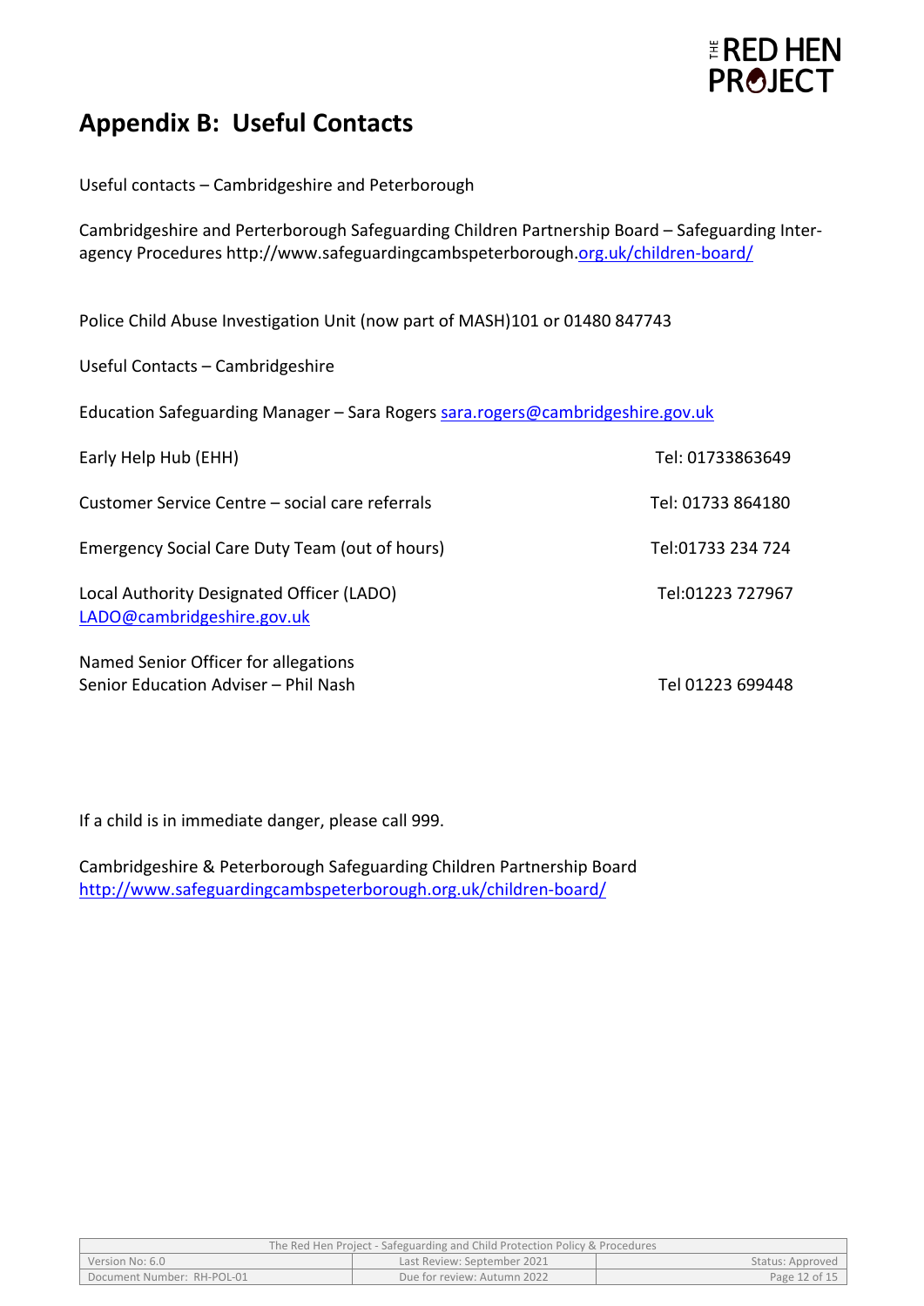# Appendix B: Useful Contacts

Useful contacts – Cambridgeshire and Peterborough

Cambridgeshire and Perterborough Safeguarding Children Partnership Board – Safeguarding Inter-agency Procedures http://www.safeguardingcambspeterborough.org.uk/children-board/

Police Child Abuse Investigation Unit (now part of MASH)101 or 01480 847743

Useful Contacts – Cambridgeshire

Education Safeguarding Manager – Sara Rogers sara.rogers@cambridgeshire.gov.uk

Early Help Hub (EHH) Tel: 01733863649

Customer Service Centre – social care referrals Tel: 01733 864180

Emergency Social Care Duty Team (out of hours) Tel:01733 234 724

Local Authority Designated Officer (LADO) Tel:01223 727967
LADO@cambridgeshire.gov.uk

Named Senior Officer for allegations
Senior Education Adviser – Phil Nash Tel 01223 699448

If a child is in immediate danger, please call 999.

Cambridgeshire & Peterborough Safeguarding Children Partnership Board
http://www.safeguardingcambspeterborough.org.uk/children-board/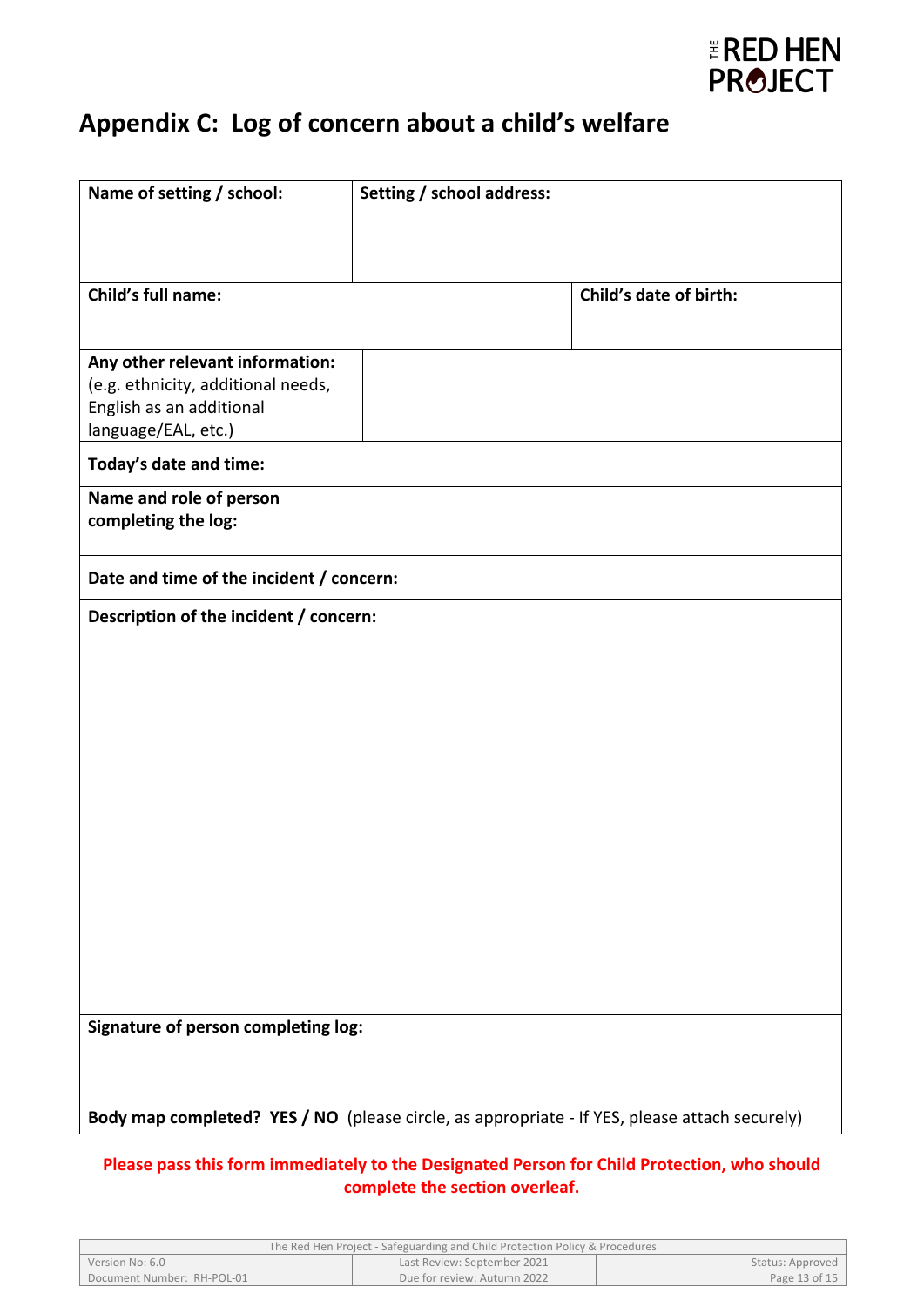## Appendix C: Log of concern about a child's welfare

| **Name of setting / school:** | **Setting / school address:** | |
|---|---|---|
| **Child's full name:** | | **Child's date of birth:** |
| **Any other relevant information:** (e.g. ethnicity, additional needs, English as an additional language/EAL, etc.) | | |
| **Today's date and time:** | | |
| **Name and role of person completing the log:** | | |
| **Date and time of the incident / concern:** | | |
| **Description of the incident / concern:** | | |
| **Signature of person completing log:**<br><br>**Body map completed? YES / NO** (please circle, as appropriate - If YES, please attach securely) | | |

**Please pass this form immediately to the Designated Person for Child Protection, who should complete the section overleaf.**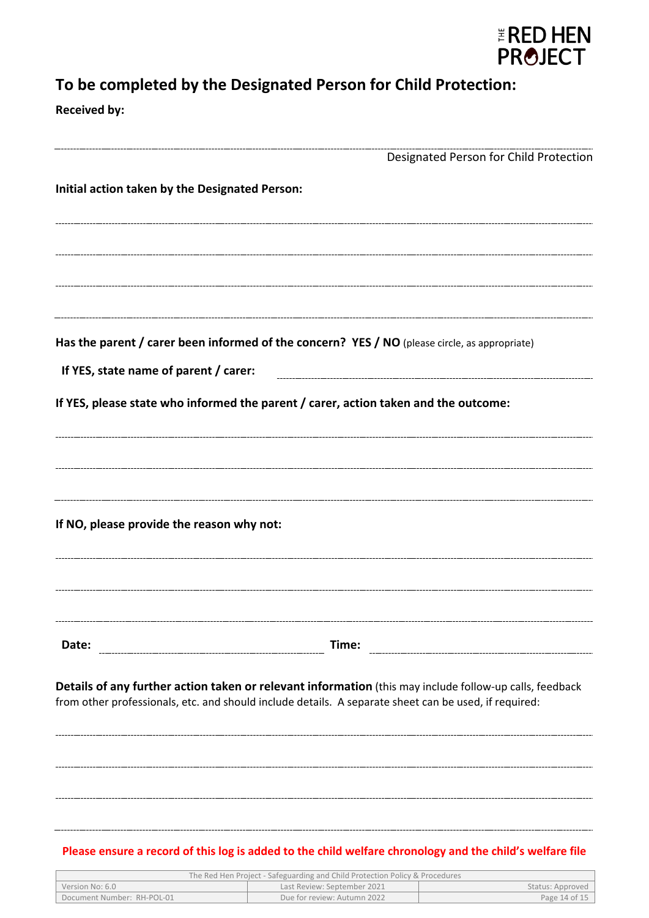## To be completed by the Designated Person for Child Protection:

**Received by:**

______________________________________________________________________

Designated Person for Child Protection

**Initial action taken by the Designated Person:**

______________________________________________________________________

______________________________________________________________________

______________________________________________________________________

______________________________________________________________________

**Has the parent / carer been informed of the concern? YES / NO** (please circle, as appropriate)

**If YES, state name of parent / carer:** ______________________________

**If YES, please state who informed the parent / carer, action taken and the outcome:**

______________________________________________________________________

______________________________________________________________________

______________________________________________________________________

**If NO, please provide the reason why not:**

______________________________________________________________________

______________________________________________________________________

______________________________________________________________________

**Date:** ______________________ **Time:** ______________________

**Details of any further action taken or relevant information** (this may include follow-up calls, feedback from other professionals, etc. and should include details. A separate sheet can be used, if required:

______________________________________________________________________

______________________________________________________________________

______________________________________________________________________

______________________________________________________________________

**Please ensure a record of this log is added to the child welfare chronology and the child's welfare file**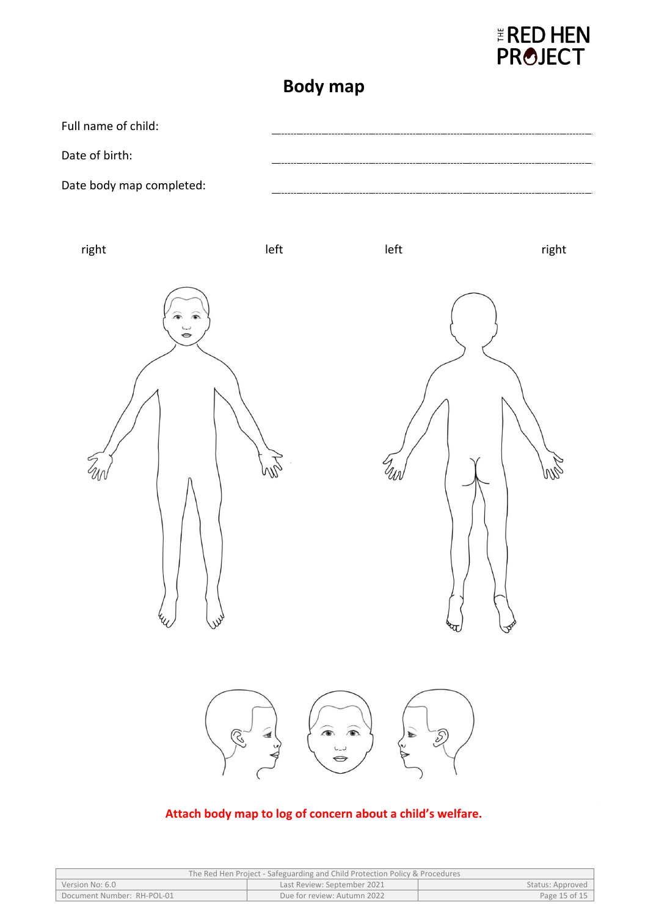# Body map

Full name of child: ..............................................................................................................

Date of birth: ..............................................................................................................

Date body map completed: ..............................................................................................................

right left left right

**Attach body map to log of concern about a child's welfare.**